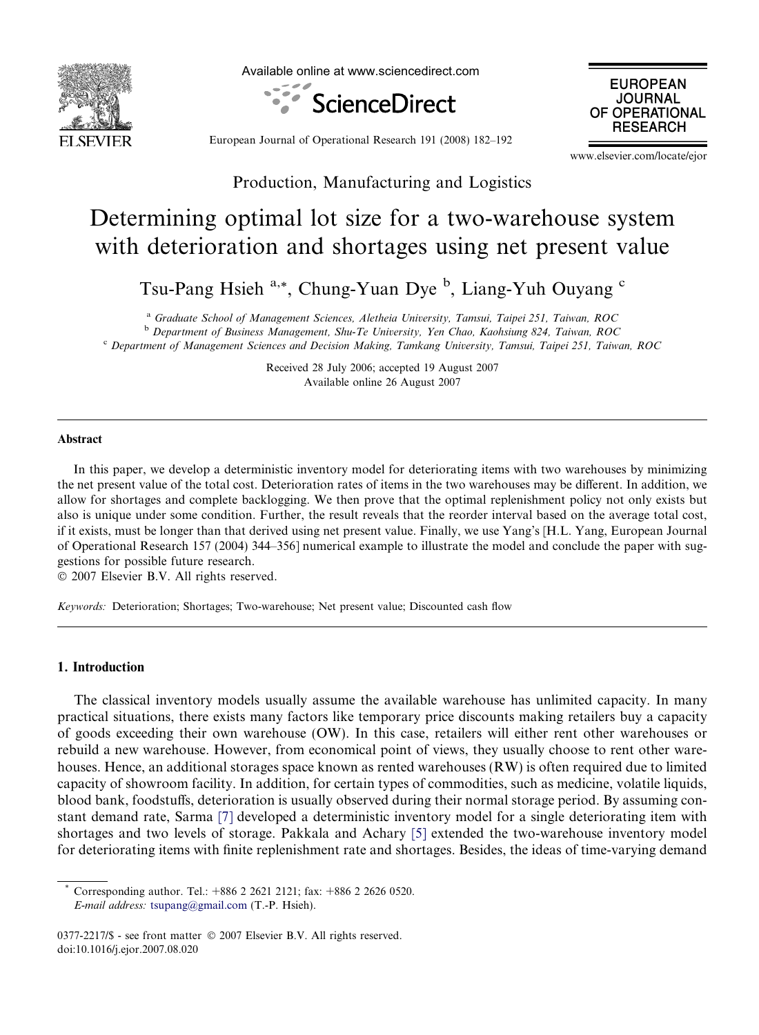Production, Manufacturing and Logistics

# Determining optimal lot size for a two-warehouse system with deterioration and shortages using net present value

Tsu-Pang Hsieh [a,*], Chung-Yuan Dye [b], Liang-Yuh Ouyang [c]

[a] *Graduate School of Management Sciences, Aletheia University, Tamsui, Taipei 251, Taiwan, ROC*

[b] *Department of Business Management, Shu-Te University, Yen Chao, Kaohsiung 824, Taiwan, ROC*

[c] *Department of Management Sciences and Decision Making, Tamkang University, Tamsui, Taipei 251, Taiwan, ROC*

Received 28 July 2006; accepted 19 August 2007
Available online 26 August 2007

## Abstract

In this paper, we develop a deterministic inventory model for deteriorating items with two warehouses by minimizing the net present value of the total cost. Deterioration rates of items in the two warehouses may be different. In addition, we allow for shortages and complete backlogging. We then prove that the optimal replenishment policy not only exists but also is unique under some condition. Further, the result reveals that the reorder interval based on the average total cost, if it exists, must be longer than that derived using net present value. Finally, we use Yang's [H.L. Yang, European Journal of Operational Research 157 (2004) 344–356] numerical example to illustrate the model and conclude the paper with suggestions for possible future research.

© 2007 Elsevier B.V. All rights reserved.

*Keywords:* Deterioration; Shortages; Two-warehouse; Net present value; Discounted cash flow

## 1. Introduction

The classical inventory models usually assume the available warehouse has unlimited capacity. In many practical situations, there exists many factors like temporary price discounts making retailers buy a capacity of goods exceeding their own warehouse (OW). In this case, retailers will either rent other warehouses or rebuild a new warehouse. However, from economical point of views, they usually choose to rent other warehouses. Hence, an additional storages space known as rented warehouses (RW) is often required due to limited capacity of showroom facility. In addition, for certain types of commodities, such as medicine, volatile liquids, blood bank, foodstuffs, deterioration is usually observed during their normal storage period. By assuming constant demand rate, Sarma [7] developed a deterministic inventory model for a single deteriorating item with shortages and two levels of storage. Pakkala and Achary [5] extended the two-warehouse inventory model for deteriorating items with finite replenishment rate and shortages. Besides, the ideas of time-varying demand

\* Corresponding author. Tel.: +886 2 2621 2121; fax: +886 2 2626 0520.
*E-mail address:* tsupang@gmail.com (T.-P. Hsieh).

0377-2217/$ - see front matter © 2007 Elsevier B.V. All rights reserved.
doi:10.1016/j.ejor.2007.08.020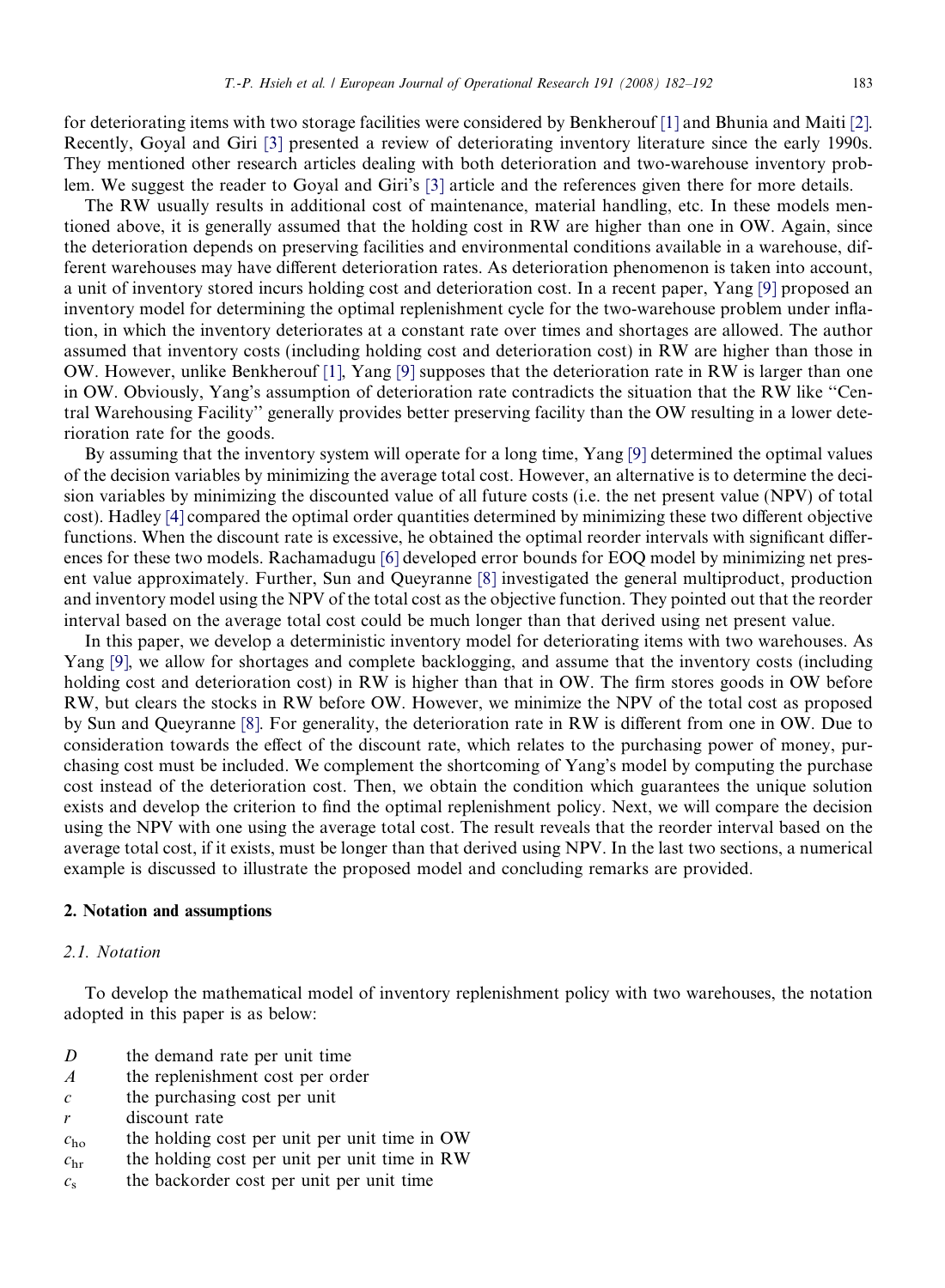for deteriorating items with two storage facilities were considered by Benkherouf [1] and Bhunia and Maiti [2]. Recently, Goyal and Giri [3] presented a review of deteriorating inventory literature since the early 1990s. They mentioned other research articles dealing with both deterioration and two-warehouse inventory problem. We suggest the reader to Goyal and Giri's [3] article and the references given there for more details.

The RW usually results in additional cost of maintenance, material handling, etc. In these models mentioned above, it is generally assumed that the holding cost in RW are higher than one in OW. Again, since the deterioration depends on preserving facilities and environmental conditions available in a warehouse, different warehouses may have different deterioration rates. As deterioration phenomenon is taken into account, a unit of inventory stored incurs holding cost and deterioration cost. In a recent paper, Yang [9] proposed an inventory model for determining the optimal replenishment cycle for the two-warehouse problem under inflation, in which the inventory deteriorates at a constant rate over times and shortages are allowed. The author assumed that inventory costs (including holding cost and deterioration cost) in RW are higher than those in OW. However, unlike Benkherouf [1], Yang [9] supposes that the deterioration rate in RW is larger than one in OW. Obviously, Yang's assumption of deterioration rate contradicts the situation that the RW like "Central Warehousing Facility" generally provides better preserving facility than the OW resulting in a lower deterioration rate for the goods.

By assuming that the inventory system will operate for a long time, Yang [9] determined the optimal values of the decision variables by minimizing the average total cost. However, an alternative is to determine the decision variables by minimizing the discounted value of all future costs (i.e. the net present value (NPV) of total cost). Hadley [4] compared the optimal order quantities determined by minimizing these two different objective functions. When the discount rate is excessive, he obtained the optimal reorder intervals with significant differences for these two models. Rachamadugu [6] developed error bounds for EOQ model by minimizing net present value approximately. Further, Sun and Queyranne [8] investigated the general multiproduct, production and inventory model using the NPV of the total cost as the objective function. They pointed out that the reorder interval based on the average total cost could be much longer than that derived using net present value.

In this paper, we develop a deterministic inventory model for deteriorating items with two warehouses. As Yang [9], we allow for shortages and complete backlogging, and assume that the inventory costs (including holding cost and deterioration cost) in RW is higher than that in OW. The firm stores goods in OW before RW, but clears the stocks in RW before OW. However, we minimize the NPV of the total cost as proposed by Sun and Queyranne [8]. For generality, the deterioration rate in RW is different from one in OW. Due to consideration towards the effect of the discount rate, which relates to the purchasing power of money, purchasing cost must be included. We complement the shortcoming of Yang's model by computing the purchase cost instead of the deterioration cost. Then, we obtain the condition which guarantees the unique solution exists and develop the criterion to find the optimal replenishment policy. Next, we will compare the decision using the NPV with one using the average total cost. The result reveals that the reorder interval based on the average total cost, if it exists, must be longer than that derived using NPV. In the last two sections, a numerical example is discussed to illustrate the proposed model and concluding remarks are provided.

## 2. Notation and assumptions

### 2.1. Notation

To develop the mathematical model of inventory replenishment policy with two warehouses, the notation adopted in this paper is as below:

- $D$ the demand rate per unit time
- $A$ the replenishment cost per order
- $c$ the purchasing cost per unit
- $r$ discount rate
- $c_{\text{ho}}$ the holding cost per unit per unit time in OW
- $c_{\text{hr}}$ the holding cost per unit per unit time in RW
- $c_{\text{s}}$ the backorder cost per unit per unit time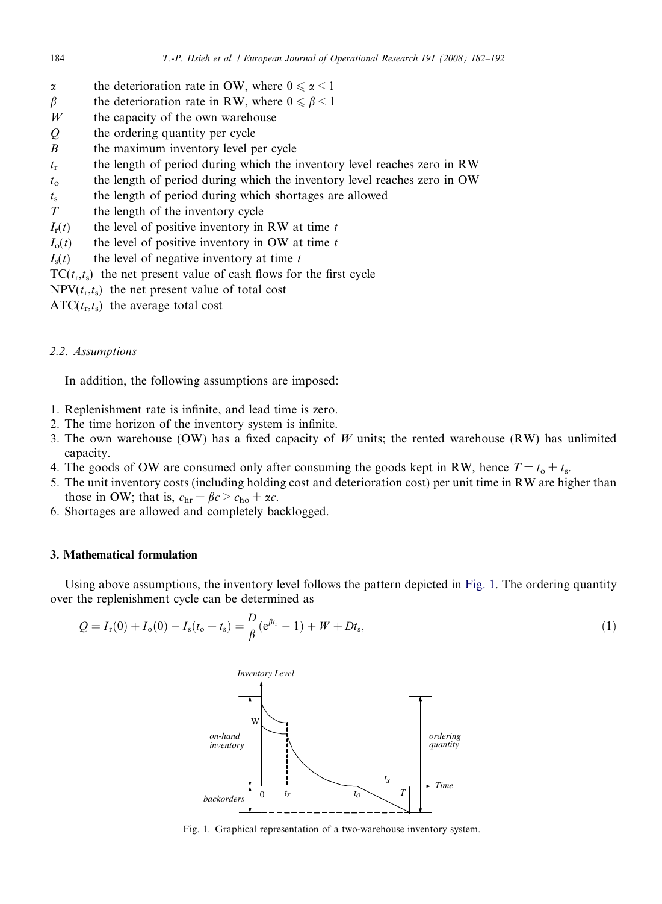| | |
|---|---|
| $\alpha$ | the deterioration rate in OW, where $0 \leqslant \alpha < 1$ |
| $\beta$ | the deterioration rate in RW, where $0 \leqslant \beta < 1$ |
| $W$ | the capacity of the own warehouse |
| $Q$ | the ordering quantity per cycle |
| $B$ | the maximum inventory level per cycle |
| $t_r$ | the length of period during which the inventory level reaches zero in RW |
| $t_o$ | the length of period during which the inventory level reaches zero in OW |
| $t_s$ | the length of period during which shortages are allowed |
| $T$ | the length of the inventory cycle |
| $I_r(t)$ | the level of positive inventory in RW at time $t$ |
| $I_o(t)$ | the level of positive inventory in OW at time $t$ |
| $I_s(t)$ | the level of negative inventory at time $t$ |
| $\mathrm{TC}(t_r,t_s)$ | the net present value of cash flows for the first cycle |
| $\mathrm{NPV}(t_r,t_s)$ | the net present value of total cost |
| $\mathrm{ATC}(t_r,t_s)$ | the average total cost |

### 2.2. Assumptions

In addition, the following assumptions are imposed:

1. Replenishment rate is infinite, and lead time is zero.
2. The time horizon of the inventory system is infinite.
3. The own warehouse (OW) has a fixed capacity of $W$ units; the rented warehouse (RW) has unlimited capacity.
4. The goods of OW are consumed only after consuming the goods kept in RW, hence $T = t_o + t_s$.
5. The unit inventory costs (including holding cost and deterioration cost) per unit time in RW are higher than those in OW; that is, $c_{hr} + \beta c > c_{ho} + \alpha c$.
6. Shortages are allowed and completely backlogged.

## 3. Mathematical formulation

Using above assumptions, the inventory level follows the pattern depicted in Fig. 1. The ordering quantity over the replenishment cycle can be determined as

$$Q = I_r(0) + I_o(0) - I_s(t_o + t_s) = \frac{D}{\beta}(e^{\beta t_r} - 1) + W + Dt_s, \tag{1}$$

Fig. 1. Graphical representation of a two-warehouse inventory system.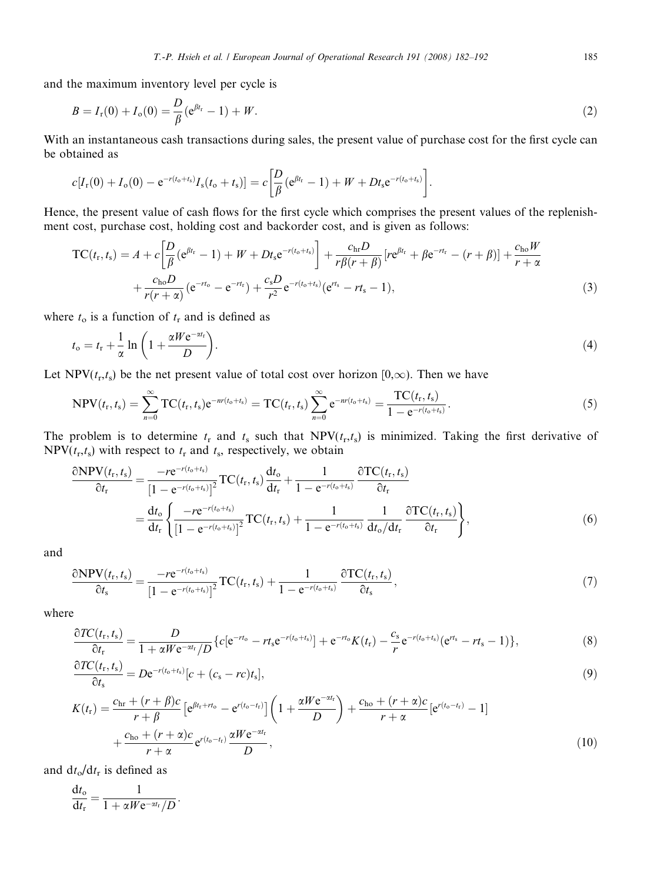and the maximum inventory level per cycle is

$$B = I_{\mathrm{r}}(0) + I_{\mathrm{o}}(0) = \frac{D}{\beta}(\mathrm{e}^{\beta t_{\mathrm{r}}} - 1) + W. \tag{2}$$

With an instantaneous cash transactions during sales, the present value of purchase cost for the first cycle can be obtained as

$$c[I_{\mathrm{r}}(0) + I_{\mathrm{o}}(0) - \mathrm{e}^{-r(t_{\mathrm{o}}+t_{\mathrm{s}})} I_{\mathrm{s}}(t_{\mathrm{o}} + t_{\mathrm{s}})] = c\left[\frac{D}{\beta}(\mathrm{e}^{\beta t_{\mathrm{r}}} - 1) + W + D t_{\mathrm{s}} \mathrm{e}^{-r(t_{\mathrm{o}}+t_{\mathrm{s}})}\right].$$

Hence, the present value of cash flows for the first cycle which comprises the present values of the replenishment cost, purchase cost, holding cost and backorder cost, and is given as follows:

$$\begin{aligned}
\mathrm{TC}(t_{\mathrm{r}}, t_{\mathrm{s}}) = {} & A + c\left[\frac{D}{\beta}(\mathrm{e}^{\beta t_{\mathrm{r}}} - 1) + W + D t_{\mathrm{s}} \mathrm{e}^{-r(t_{\mathrm{o}}+t_{\mathrm{s}})}\right] + \frac{c_{\mathrm{hr}} D}{r\beta(r+\beta)}[r\mathrm{e}^{\beta t_{\mathrm{r}}} + \beta \mathrm{e}^{-r t_{\mathrm{r}}} - (r+\beta)] + \frac{c_{\mathrm{ho}} W}{r+\alpha} \\
& + \frac{c_{\mathrm{ho}} D}{r(r+\alpha)}(\mathrm{e}^{-r t_{\mathrm{o}}} - \mathrm{e}^{-r t_{\mathrm{r}}}) + \frac{c_{\mathrm{s}} D}{r^2} \mathrm{e}^{-r(t_{\mathrm{o}}+t_{\mathrm{s}})}(\mathrm{e}^{r t_{\mathrm{s}}} - r t_{\mathrm{s}} - 1),
\end{aligned} \tag{3}$$

where $t_{\mathrm{o}}$ is a function of $t_{\mathrm{r}}$ and is defined as

$$t_{\mathrm{o}} = t_{\mathrm{r}} + \frac{1}{\alpha} \ln\left(1 + \frac{\alpha W \mathrm{e}^{-\alpha t_{\mathrm{r}}}}{D}\right). \tag{4}$$

Let $\mathrm{NPV}(t_{\mathrm{r}},t_{\mathrm{s}})$ be the net present value of total cost over horizon $[0,\infty)$. Then we have

$$\mathrm{NPV}(t_{\mathrm{r}}, t_{\mathrm{s}}) = \sum_{n=0}^{\infty} \mathrm{TC}(t_{\mathrm{r}}, t_{\mathrm{s}}) \mathrm{e}^{-nr(t_{\mathrm{o}}+t_{\mathrm{s}})} = \mathrm{TC}(t_{\mathrm{r}}, t_{\mathrm{s}}) \sum_{n=0}^{\infty} \mathrm{e}^{-nr(t_{\mathrm{o}}+t_{\mathrm{s}})} = \frac{\mathrm{TC}(t_{\mathrm{r}}, t_{\mathrm{s}})}{1 - \mathrm{e}^{-r(t_{\mathrm{o}}+t_{\mathrm{s}})}}. \tag{5}$$

The problem is to determine $t_{\mathrm{r}}$ and $t_{\mathrm{s}}$ such that $\mathrm{NPV}(t_{\mathrm{r}},t_{\mathrm{s}})$ is minimized. Taking the first derivative of $\mathrm{NPV}(t_{\mathrm{r}},t_{\mathrm{s}})$ with respect to $t_{\mathrm{r}}$ and $t_{\mathrm{s}}$, respectively, we obtain

$$\begin{aligned}
\frac{\partial \mathrm{NPV}(t_{\mathrm{r}}, t_{\mathrm{s}})}{\partial t_{\mathrm{r}}} &= \frac{-r\mathrm{e}^{-r(t_{\mathrm{o}}+t_{\mathrm{s}})}}{[1 - \mathrm{e}^{-r(t_{\mathrm{o}}+t_{\mathrm{s}})}]^2} \mathrm{TC}(t_{\mathrm{r}}, t_{\mathrm{s}}) \frac{\mathrm{d}t_{\mathrm{o}}}{\mathrm{d}t_{\mathrm{r}}} + \frac{1}{1 - \mathrm{e}^{-r(t_{\mathrm{o}}+t_{\mathrm{s}})}} \frac{\partial \mathrm{TC}(t_{\mathrm{r}}, t_{\mathrm{s}})}{\partial t_{\mathrm{r}}} \\
&= \frac{\mathrm{d}t_{\mathrm{o}}}{\mathrm{d}t_{\mathrm{r}}} \left\{ \frac{-r\mathrm{e}^{-r(t_{\mathrm{o}}+t_{\mathrm{s}})}}{[1 - \mathrm{e}^{-r(t_{\mathrm{o}}+t_{\mathrm{s}})}]^2} \mathrm{TC}(t_{\mathrm{r}}, t_{\mathrm{s}}) + \frac{1}{1 - \mathrm{e}^{-r(t_{\mathrm{o}}+t_{\mathrm{s}})}} \frac{1}{\mathrm{d}t_{\mathrm{o}}/\mathrm{d}t_{\mathrm{r}}} \frac{\partial \mathrm{TC}(t_{\mathrm{r}}, t_{\mathrm{s}})}{\partial t_{\mathrm{r}}} \right\},
\end{aligned} \tag{6}$$

and

$$\frac{\partial \mathrm{NPV}(t_{\mathrm{r}}, t_{\mathrm{s}})}{\partial t_{\mathrm{s}}} = \frac{-r\mathrm{e}^{-r(t_{\mathrm{o}}+t_{\mathrm{s}})}}{[1 - \mathrm{e}^{-r(t_{\mathrm{o}}+t_{\mathrm{s}})}]^2} \mathrm{TC}(t_{\mathrm{r}}, t_{\mathrm{s}}) + \frac{1}{1 - \mathrm{e}^{-r(t_{\mathrm{o}}+t_{\mathrm{s}})}} \frac{\partial \mathrm{TC}(t_{\mathrm{r}}, t_{\mathrm{s}})}{\partial t_{\mathrm{s}}}, \tag{7}$$

where

$$\frac{\partial TC(t_{\mathrm{r}}, t_{\mathrm{s}})}{\partial t_{\mathrm{r}}} = \frac{D}{1 + \alpha W \mathrm{e}^{-\alpha t_{\mathrm{r}}}/D} \left\{ c[\mathrm{e}^{-r t_{\mathrm{o}}} - r t_{\mathrm{s}} \mathrm{e}^{-r(t_{\mathrm{o}}+t_{\mathrm{s}})}] + \mathrm{e}^{-r t_{\mathrm{o}}} K(t_{\mathrm{r}}) - \frac{c_{\mathrm{s}}}{r} \mathrm{e}^{-r(t_{\mathrm{o}}+t_{\mathrm{s}})}(\mathrm{e}^{r t_{\mathrm{s}}} - r t_{\mathrm{s}} - 1) \right\}, \tag{8}$$

$$\frac{\partial TC(t_{\mathrm{r}}, t_{\mathrm{s}})}{\partial t_{\mathrm{s}}} = D\mathrm{e}^{-r(t_{\mathrm{o}}+t_{\mathrm{s}})}[c + (c_{\mathrm{s}} - rc)t_{\mathrm{s}}], \tag{9}$$

$$\begin{aligned}
K(t_{\mathrm{r}}) = {} & \frac{c_{\mathrm{hr}} + (r+\beta)c}{r+\beta}\left[\mathrm{e}^{\beta t_{\mathrm{r}} + r t_{\mathrm{o}}} - \mathrm{e}^{r(t_{\mathrm{o}} - t_{\mathrm{r}})}\right]\left(1 + \frac{\alpha W \mathrm{e}^{-\alpha t_{\mathrm{r}}}}{D}\right) + \frac{c_{\mathrm{ho}} + (r+\alpha)c}{r+\alpha}[\mathrm{e}^{r(t_{\mathrm{o}} - t_{\mathrm{r}})} - 1] \\
& + \frac{c_{\mathrm{ho}} + (r+\alpha)c}{r+\alpha} \mathrm{e}^{r(t_{\mathrm{o}} - t_{\mathrm{r}})} \frac{\alpha W \mathrm{e}^{-\alpha t_{\mathrm{r}}}}{D},
\end{aligned} \tag{10}$$

and $\mathrm{d}t_{\mathrm{o}}/\mathrm{d}t_{\mathrm{r}}$ is defined as

$$\frac{\mathrm{d}t_{\mathrm{o}}}{\mathrm{d}t_{\mathrm{r}}} = \frac{1}{1 + \alpha W \mathrm{e}^{-\alpha t_{\mathrm{r}}}/D}.$$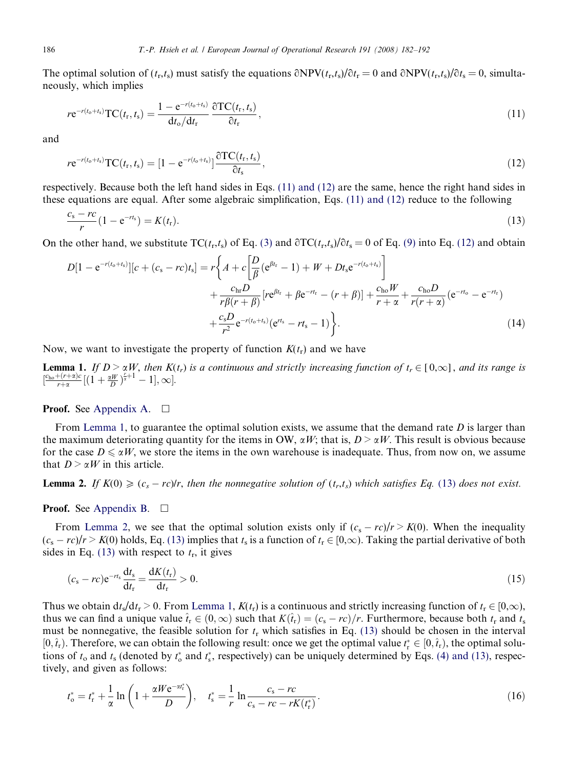The optimal solution of $(t_r,t_s)$ must satisfy the equations $\partial \mathrm{NPV}(t_r,t_s)/\partial t_r = 0$ and $\partial \mathrm{NPV}(t_r,t_s)/\partial t_s = 0$, simultaneously, which implies

$$r\mathrm{e}^{-r(t_o+t_s)}\mathrm{TC}(t_r,t_s) = \frac{1-\mathrm{e}^{-r(t_o+t_s)}}{\mathrm{d}t_o/\mathrm{d}t_r}\frac{\partial \mathrm{TC}(t_r,t_s)}{\partial t_r}, \tag{11}$$

and

$$r\mathrm{e}^{-r(t_o+t_s)}\mathrm{TC}(t_r,t_s) = [1-\mathrm{e}^{-r(t_o+t_s)}]\frac{\partial \mathrm{TC}(t_r,t_s)}{\partial t_s}, \tag{12}$$

respectively. Because both the left hand sides in Eqs. (11) and (12) are the same, hence the right hand sides in these equations are equal. After some algebraic simplification, Eqs. (11) and (12) reduce to the following

$$\frac{c_s - rc}{r}(1-\mathrm{e}^{-rt_s}) = K(t_r). \tag{13}$$

On the other hand, we substitute $\mathrm{TC}(t_r,t_s)$ of Eq. (3) and $\partial \mathrm{TC}(t_r,t_s)/\partial t_s = 0$ of Eq. (9) into Eq. (12) and obtain

$$\begin{aligned} D[1-\mathrm{e}^{-r(t_o+t_s)}][c+(c_s-rc)t_s] = r\Bigg\{ & A + c\left[\frac{D}{\beta}(\mathrm{e}^{\beta t_r}-1) + W + Dt_s\mathrm{e}^{-r(t_o+t_s)}\right] \\ & + \frac{c_{hr}D}{r\beta(r+\beta)}[r\mathrm{e}^{\beta t_r} + \beta\mathrm{e}^{-rt_r} - (r+\beta)] + \frac{c_{ho}W}{r+\alpha} + \frac{c_{ho}D}{r(r+\alpha)}(\mathrm{e}^{-rt_o}-\mathrm{e}^{-rt_r}) \\ & + \frac{c_s D}{r^2}\mathrm{e}^{-r(t_o+t_s)}(\mathrm{e}^{rt_s} - rt_s - 1)\Bigg\}. \end{aligned} \tag{14}$$

Now, we want to investigate the property of function $K(t_r)$ and we have

**Lemma 1.** *If $D > \alpha W$, then $K(t_r)$ is a continuous and strictly increasing function of $t_r \in [0,\infty]$, and its range is* $[\frac{c_{ho}+(r+\alpha)c}{r+\alpha}[(1+\frac{\alpha W}{D})^{\frac{r}{\alpha}+1} - 1], \infty]$.

**Proof.** See Appendix A. □

From Lemma 1, to guarantee the optimal solution exists, we assume that the demand rate $D$ is larger than the maximum deteriorating quantity for the items in OW, $\alpha W$; that is, $D > \alpha W$. This result is obvious because for the case $D \leqslant \alpha W$, we store the items in the own warehouse is inadequate. Thus, from now on, we assume that $D > \alpha W$ in this article.

**Lemma 2.** *If $K(0) \geqslant (c_s - rc)/r$, then the nonnegative solution of $(t_r,t_s)$ which satisfies Eq. (13) does not exist.*

**Proof.** See Appendix B. □

From Lemma 2, we see that the optimal solution exists only if $(c_s - rc)/r > K(0)$. When the inequality $(c_s - rc)/r > K(0)$ holds, Eq. (13) implies that $t_s$ is a function of $t_r \in [0,\infty)$. Taking the partial derivative of both sides in Eq. (13) with respect to $t_r$, it gives

$$(c_s - rc)\mathrm{e}^{-rt_s}\frac{\mathrm{d}t_s}{\mathrm{d}t_r} = \frac{\mathrm{d}K(t_r)}{\mathrm{d}t_r} > 0. \tag{15}$$

Thus we obtain $\mathrm{d}t_s/\mathrm{d}t_r > 0$. From Lemma 1, $K(t_r)$ is a continuous and strictly increasing function of $t_r \in [0,\infty)$, thus we can find a unique value $\hat{t}_r \in (0,\infty)$ such that $K(\hat{t}_r) = (c_s - rc)/r$. Furthermore, because both $t_r$ and $t_s$ must be nonnegative, the feasible solution for $t_r$ which satisfies in Eq. (13) should be chosen in the interval $[0,\hat{t}_r)$. Therefore, we can obtain the following result: once we get the optimal value $t_r^* \in [0,\hat{t}_r)$, the optimal solutions of $t_o$ and $t_s$ (denoted by $t_o^*$ and $t_s^*$, respectively) can be uniquely determined by Eqs. (4) and (13), respectively, and given as follows:

$$t_o^* = t_r^* + \frac{1}{\alpha}\ln\left(1 + \frac{\alpha W \mathrm{e}^{-\alpha t_r^*}}{D}\right), \quad t_s^* = \frac{1}{r}\ln\frac{c_s - rc}{c_s - rc - rK(t_r^*)}. \tag{16}$$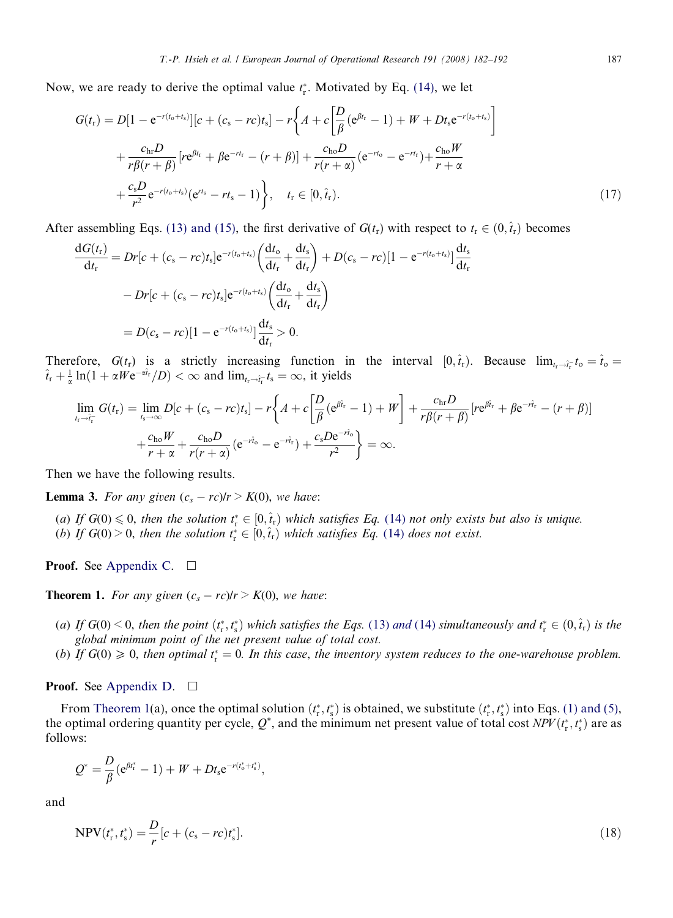Now, we are ready to derive the optimal value $t_r^*$. Motivated by Eq. (14), we let

$$G(t_r) = D[1 - e^{-r(t_o + t_s)}][c + (c_s - rc)t_s] - r\left\{A + c\left[\frac{D}{\beta}(e^{\beta t_r} - 1) + W + Dt_s e^{-r(t_o + t_s)}\right] + \frac{c_{hr}D}{r\beta(r+\beta)}[re^{\beta t_r} + \beta e^{-rt_r} - (r+\beta)] + \frac{c_{ho}D}{r(r+\alpha)}(e^{-rt_o} - e^{-rt_r}) + \frac{c_{ho}W}{r+\alpha} + \frac{c_s D}{r^2}e^{-r(t_o+t_s)}(e^{rt_s} - rt_s - 1)\right\}, \quad t_r \in [0, \hat{t}_r). \tag{17}$$

After assembling Eqs. (13) and (15), the first derivative of $G(t_r)$ with respect to $t_r \in (0, \hat{t}_r)$ becomes

$$\begin{aligned}
\frac{dG(t_r)}{dt_r} &= Dr[c + (c_s - rc)t_s]e^{-r(t_o+t_s)}\left(\frac{dt_o}{dt_r} + \frac{dt_s}{dt_r}\right) + D(c_s - rc)[1 - e^{-r(t_o+t_s)}]\frac{dt_s}{dt_r} \\
&\quad - Dr[c + (c_s - rc)t_s]e^{-r(t_o+t_s)}\left(\frac{dt_o}{dt_r} + \frac{dt_s}{dt_r}\right) \\
&= D(c_s - rc)[1 - e^{-r(t_o+t_s)}]\frac{dt_s}{dt_r} > 0.
\end{aligned}$$

Therefore, $G(t_r)$ is a strictly increasing function in the interval $[0, \hat{t}_r)$. Because $\lim_{t_r \to \hat{t}_r^-} t_o = \hat{t}_o = \hat{t}_r + \frac{1}{\alpha}\ln(1 + \alpha W e^{-\alpha \hat{t}_r}/D) < \infty$ and $\lim_{t_r \to \hat{t}_r^-} t_s = \infty$, it yields

$$\lim_{t_r \to \hat{t}_r^-} G(t_r) = \lim_{t_s \to \infty} D[c + (c_s - rc)t_s] - r\left\{A + c\left[\frac{D}{\beta}(e^{\beta \hat{t}_r} - 1) + W\right] + \frac{c_{hr}D}{r\beta(r+\beta)}[re^{\beta \hat{t}_r} + \beta e^{-r\hat{t}_r} - (r+\beta)] + \frac{c_{ho}W}{r+\alpha} + \frac{c_{ho}D}{r(r+\alpha)}(e^{-r\hat{t}_o} - e^{-r\hat{t}_r}) + \frac{c_s D e^{-r\hat{t}_o}}{r^2}\right\} = \infty.$$

Then we have the following results.

**Lemma 3.** *For any given $(c_s - rc)/r > K(0)$, we have:*

*(a) If $G(0) \leqslant 0$, then the solution $t_r^* \in [0, \hat{t}_r)$ which satisfies Eq. (14) not only exists but also is unique.*
*(b) If $G(0) > 0$, then the solution $t_r^* \in [0, \hat{t}_r)$ which satisfies Eq. (14) does not exist.*

**Proof.** See Appendix C. □

**Theorem 1.** *For any given $(c_s - rc)/r > K(0)$, we have:*

*(a) If $G(0) < 0$, then the point $(t_r^*, t_s^*)$ which satisfies the Eqs. (13) and (14) simultaneously and $t_r^* \in (0, \hat{t}_r)$ is the global minimum point of the net present value of total cost.*
*(b) If $G(0) \geqslant 0$, then optimal $t_r^* = 0$. In this case, the inventory system reduces to the one-warehouse problem.*

**Proof.** See Appendix D. □

From Theorem 1(a), once the optimal solution $(t_r^*, t_s^*)$ is obtained, we substitute $(t_r^*, t_s^*)$ into Eqs. (1) and (5), the optimal ordering quantity per cycle, $Q^*$, and the minimum net present value of total cost $NPV(t_r^*, t_s^*)$ are as follows:

$$Q^* = \frac{D}{\beta}(e^{\beta t_r^*} - 1) + W + Dt_s e^{-r(t_o^* + t_s^*)},$$

and

$$\mathrm{NPV}(t_r^*, t_s^*) = \frac{D}{r}[c + (c_s - rc)t_s^*]. \tag{18}$$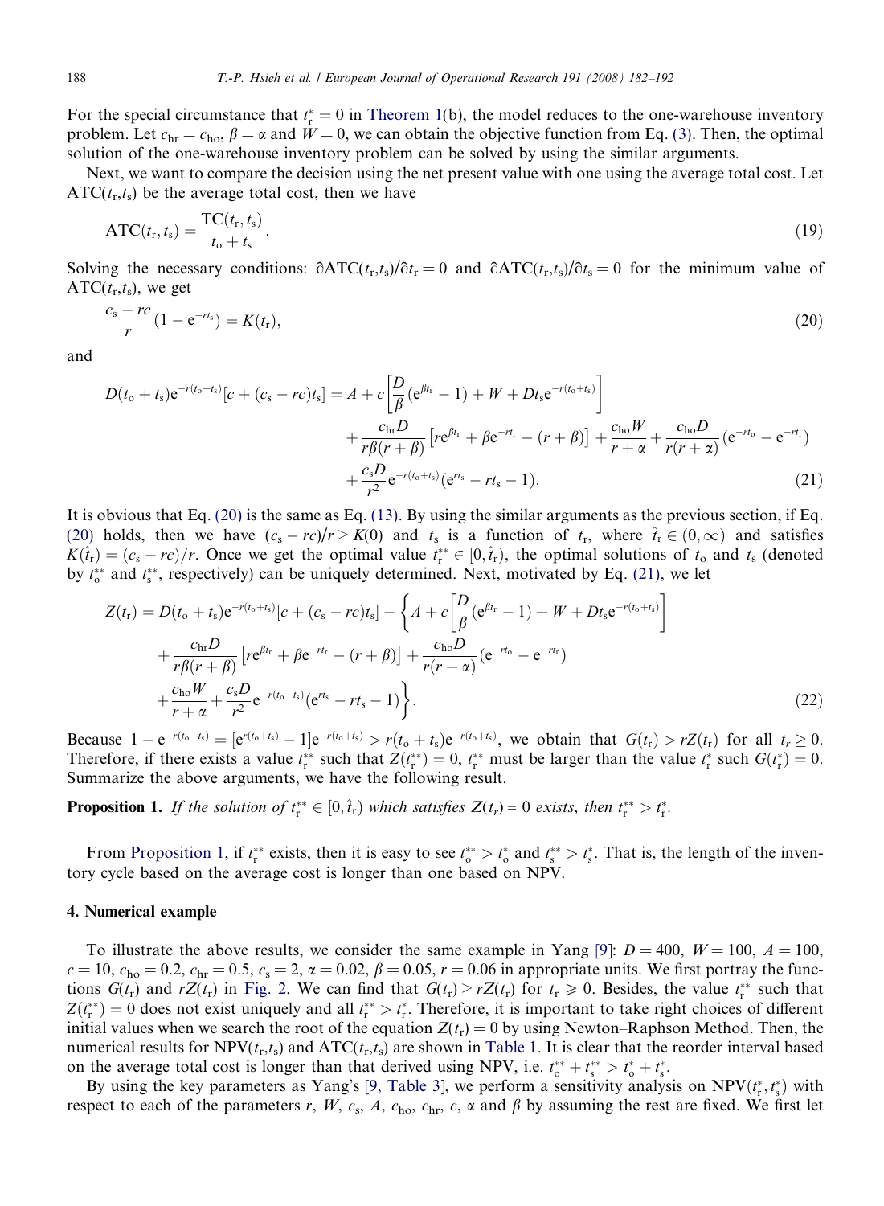For the special circumstance that $t_r^* = 0$ in Theorem 1(b), the model reduces to the one-warehouse inventory problem. Let $c_{hr} = c_{ho}$, $\beta = \alpha$ and $W = 0$, we can obtain the objective function from Eq. (3). Then, the optimal solution of the one-warehouse inventory problem can be solved by using the similar arguments.

Next, we want to compare the decision using the net present value with one using the average total cost. Let $\text{ATC}(t_r, t_s)$ be the average total cost, then we have

$$\text{ATC}(t_r, t_s) = \frac{\text{TC}(t_r, t_s)}{t_o + t_s}. \tag{19}$$

Solving the necessary conditions: $\partial \text{ATC}(t_r, t_s)/\partial t_r = 0$ and $\partial \text{ATC}(t_r, t_s)/\partial t_s = 0$ for the minimum value of $\text{ATC}(t_r, t_s)$, we get

$$\frac{c_s - rc}{r}(1 - e^{-rt_s}) = K(t_r), \tag{20}$$

and

$$\begin{aligned} D(t_o + t_s)e^{-r(t_o+t_s)}[c + (c_s - rc)t_s] = {} & A + c\left[\frac{D}{\beta}(e^{\beta t_r} - 1) + W + Dt_s e^{-r(t_o+t_s)}\right] \\ & + \frac{c_{hr}D}{r\beta(r+\beta)}\left[re^{\beta t_r} + \beta e^{-rt_r} - (r+\beta)\right] + \frac{c_{ho}W}{r+\alpha} + \frac{c_{ho}D}{r(r+\alpha)}(e^{-rt_o} - e^{-rt_r}) \\ & + \frac{c_s D}{r^2}e^{-r(t_o+t_s)}(e^{rt_s} - rt_s - 1). \end{aligned} \tag{21}$$

It is obvious that Eq. (20) is the same as Eq. (13). By using the similar arguments as the previous section, if Eq. (20) holds, then we have $(c_s - rc)/r > K(0)$ and $t_s$ is a function of $t_r$, where $\hat{t}_r \in (0, \infty)$ and satisfies $K(\hat{t}_r) = (c_s - rc)/r$. Once we get the optimal value $t_r^{**} \in [0, \hat{t}_r)$, the optimal solutions of $t_o$ and $t_s$ (denoted by $t_o^{**}$ and $t_s^{**}$, respectively) can be uniquely determined. Next, motivated by Eq. (21), we let

$$\begin{aligned} Z(t_r) = {} & D(t_o + t_s)e^{-r(t_o+t_s)}[c + (c_s - rc)t_s] - \left\{A + c\left[\frac{D}{\beta}(e^{\beta t_r} - 1) + W + Dt_s e^{-r(t_o+t_s)}\right]\right. \\ & + \frac{c_{hr}D}{r\beta(r+\beta)}\left[re^{\beta t_r} + \beta e^{-rt_r} - (r+\beta)\right] + \frac{c_{ho}D}{r(r+\alpha)}(e^{-rt_o} - e^{-rt_r}) \\ & \left. + \frac{c_{ho}W}{r+\alpha} + \frac{c_s D}{r^2}e^{-r(t_o+t_s)}(e^{rt_s} - rt_s - 1)\right\}. \end{aligned} \tag{22}$$

Because $1 - e^{-r(t_o+t_s)} = [e^{r(t_o+t_s)} - 1]e^{-r(t_o+t_s)} > r(t_o + t_s)e^{-r(t_o+t_s)}$, we obtain that $G(t_r) > rZ(t_r)$ for all $t_r \geq 0$. Therefore, if there exists a value $t_r^{**}$ such that $Z(t_r^{**}) = 0$, $t_r^{**}$ must be larger than the value $t_r^*$ such $G(t_r^*) = 0$. Summarize the above arguments, we have the following result.

**Proposition 1.** *If the solution of* $t_r^{**} \in [0, \hat{t}_r)$ *which satisfies* $Z(t_r) = 0$ *exists, then* $t_r^{**} > t_r^*$.

From Proposition 1, if $t_r^{**}$ exists, then it is easy to see $t_o^{**} > t_o^*$ and $t_s^{**} > t_s^*$. That is, the length of the inventory cycle based on the average cost is longer than one based on NPV.

## 4. Numerical example

To illustrate the above results, we consider the same example in Yang [9]: $D = 400$, $W = 100$, $A = 100$, $c = 10$, $c_{ho} = 0.2$, $c_{hr} = 0.5$, $c_s = 2$, $\alpha = 0.02$, $\beta = 0.05$, $r = 0.06$ in appropriate units. We first portray the functions $G(t_r)$ and $rZ(t_r)$ in Fig. 2. We can find that $G(t_r) > rZ(t_r)$ for $t_r \geqslant 0$. Besides, the value $t_r^{**}$ such that $Z(t_r^{**}) = 0$ does not exist uniquely and all $t_r^{**} > t_r^*$. Therefore, it is important to take right choices of different initial values when we search the root of the equation $Z(t_r) = 0$ by using Newton–Raphson Method. Then, the numerical results for $\text{NPV}(t_r, t_s)$ and $\text{ATC}(t_r, t_s)$ are shown in Table 1. It is clear that the reorder interval based on the average total cost is longer than that derived using NPV, i.e. $t_o^{**} + t_s^{**} > t_o^* + t_s^*$.

By using the key parameters as Yang's [9, Table 3], we perform a sensitivity analysis on $\text{NPV}(t_r^*, t_s^*)$ with respect to each of the parameters $r$, $W$, $c_s$, $A$, $c_{ho}$, $c_{hr}$, $c$, $\alpha$ and $\beta$ by assuming the rest are fixed. We first let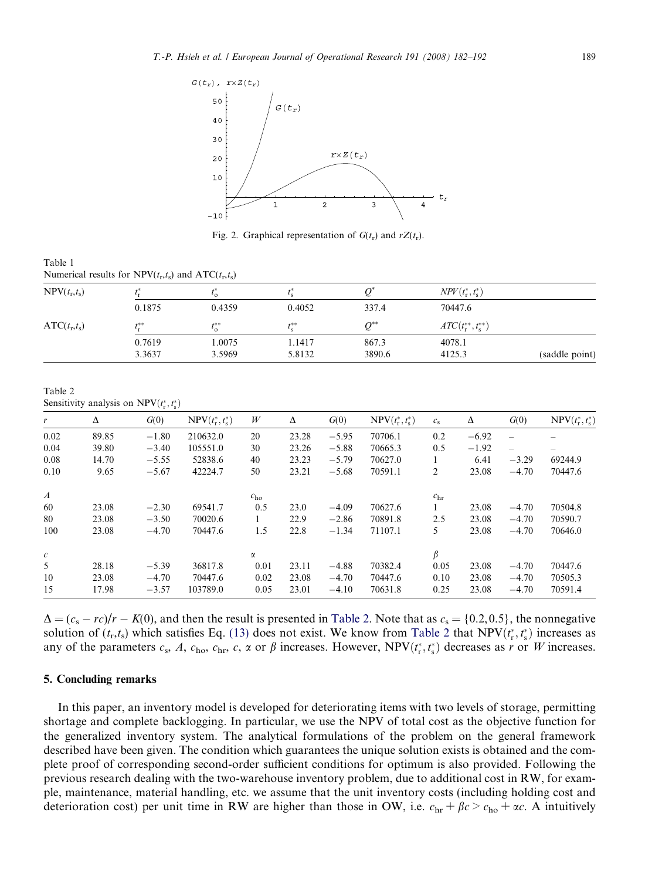Fig. 2. Graphical representation of $G(t_r)$ and $rZ(t_r)$.

Table 1
Numerical results for $\mathrm{NPV}(t_r,t_s)$ and $\mathrm{ATC}(t_r,t_s)$

| | | | | | | |
|---|---|---|---|---|---|---|
| $\mathrm{NPV}(t_r,t_s)$ | $t_r^*$ | $t_o^*$ | $t_s^*$ | $Q^*$ | $NPV(t_r^*,t_s^*)$ | |
| | 0.1875 | 0.4359 | 0.4052 | 337.4 | 70447.6 | |
| $\mathrm{ATC}(t_r,t_s)$ | $t_r^{**}$ | $t_o^{**}$ | $t_s^{**}$ | $Q^{**}$ | $ATC(t_r^{**},t_s^{**})$ | |
| | 0.7619 | 1.0075 | 1.1417 | 867.3 | 4078.1 | |
| | 3.3637 | 3.5969 | 5.8132 | 3890.6 | 4125.3 | (saddle point) |

Table 2
Sensitivity analysis on $\mathrm{NPV}(t_r^*,t_s^*)$

| $r$ | $\Delta$ | $G(0)$ | $\mathrm{NPV}(t_r^*,t_s^*)$ | $W$ | $\Delta$ | $G(0)$ | $\mathrm{NPV}(t_r^*,t_s^*)$ | $c_s$ | $\Delta$ | $G(0)$ | $\mathrm{NPV}(t_r^*,t_s^*)$ |
|---|---|---|---|---|---|---|---|---|---|---|---|
| 0.02 | 89.85 | −1.80 | 210632.0 | 20 | 23.28 | −5.95 | 70706.1 | 0.2 | −6.92 | – | – |
| 0.04 | 39.80 | −3.40 | 105551.0 | 30 | 23.26 | −5.88 | 70665.3 | 0.5 | −1.92 | – | – |
| 0.08 | 14.70 | −5.55 | 52838.6 | 40 | 23.23 | −5.79 | 70627.0 | 1 | 6.41 | −3.29 | 69244.9 |
| 0.10 | 9.65 | −5.67 | 42224.7 | 50 | 23.21 | −5.68 | 70591.1 | 2 | 23.08 | −4.70 | 70447.6 |
| $A$ | | | | $c_{ho}$ | | | | $c_{hr}$ | | | |
| 60 | 23.08 | −2.30 | 69541.7 | 0.5 | 23.0 | −4.09 | 70627.6 | 1 | 23.08 | −4.70 | 70504.8 |
| 80 | 23.08 | −3.50 | 70020.6 | 1 | 22.9 | −2.86 | 70891.8 | 2.5 | 23.08 | −4.70 | 70590.7 |
| 100 | 23.08 | −4.70 | 70447.6 | 1.5 | 22.8 | −1.34 | 71107.1 | 5 | 23.08 | −4.70 | 70646.0 |
| $c$ | | | | $\alpha$ | | | | $\beta$ | | | |
| 5 | 28.18 | −5.39 | 36817.8 | 0.01 | 23.11 | −4.88 | 70382.4 | 0.05 | 23.08 | −4.70 | 70447.6 |
| 10 | 23.08 | −4.70 | 70447.6 | 0.02 | 23.08 | −4.70 | 70447.6 | 0.10 | 23.08 | −4.70 | 70505.3 |
| 15 | 17.98 | −3.57 | 103789.0 | 0.05 | 23.01 | −4.10 | 70631.8 | 0.25 | 23.08 | −4.70 | 70591.4 |

$\Delta = (c_s - rc)/r - K(0)$, and then the result is presented in Table 2. Note that as $c_s = \{0.2, 0.5\}$, the nonnegative solution of $(t_r,t_s)$ which satisfies Eq. (13) does not exist. We know from Table 2 that $\mathrm{NPV}(t_r^*,t_s^*)$ increases as any of the parameters $c_s$, $A$, $c_{ho}$, $c_{hr}$, $c$, $\alpha$ or $\beta$ increases. However, $\mathrm{NPV}(t_r^*,t_s^*)$ decreases as $r$ or $W$ increases.

## 5. Concluding remarks

In this paper, an inventory model is developed for deteriorating items with two levels of storage, permitting shortage and complete backlogging. In particular, we use the NPV of total cost as the objective function for the generalized inventory system. The analytical formulations of the problem on the general framework described have been given. The condition which guarantees the unique solution exists is obtained and the complete proof of corresponding second-order sufficient conditions for optimum is also provided. Following the previous research dealing with the two-warehouse inventory problem, due to additional cost in RW, for example, maintenance, material handling, etc. we assume that the unit inventory costs (including holding cost and deterioration cost) per unit time in RW are higher than those in OW, i.e. $c_{hr} + \beta c > c_{ho} + \alpha c$. A intuitively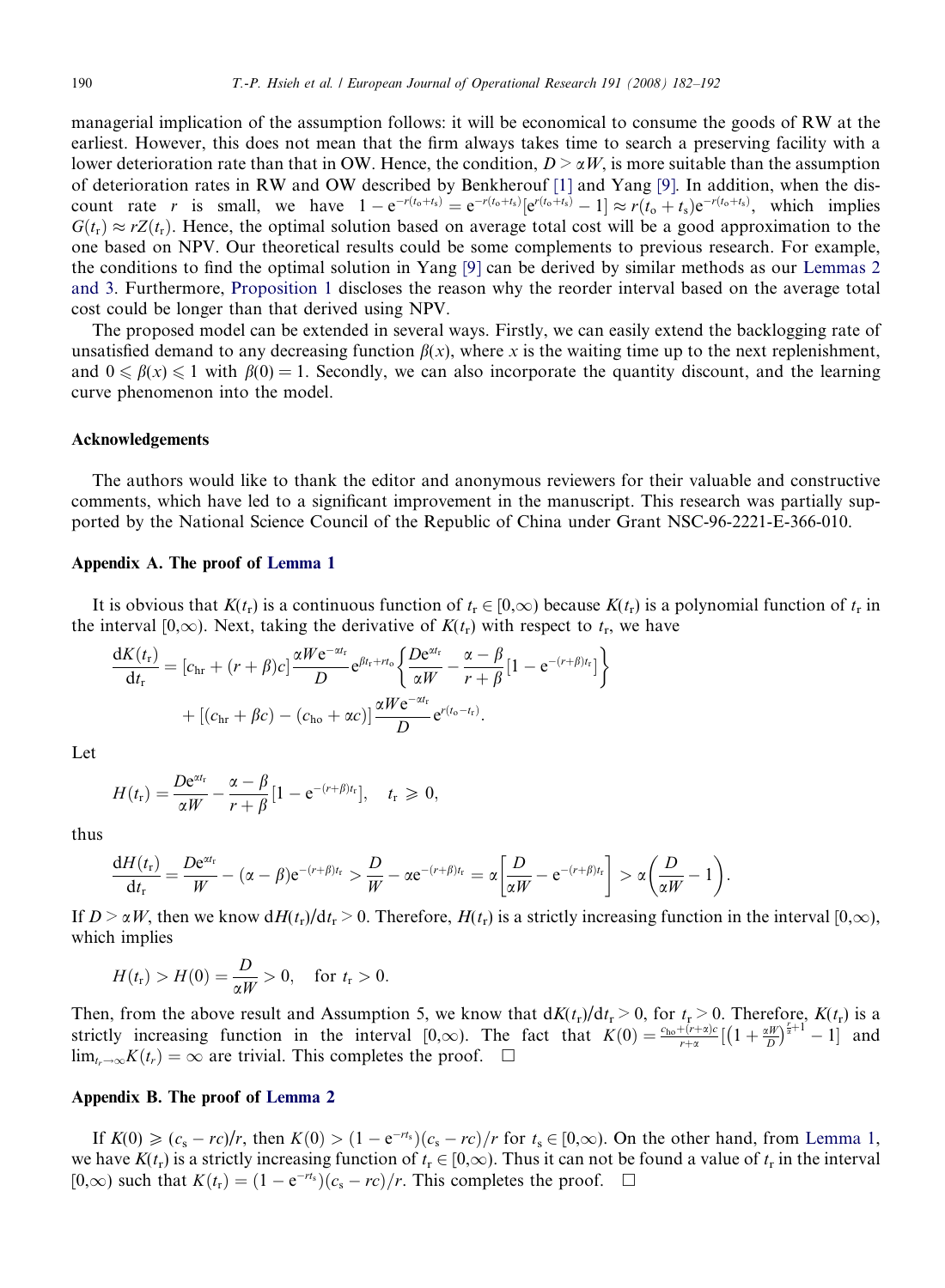managerial implication of the assumption follows: it will be economical to consume the goods of RW at the earliest. However, this does not mean that the firm always takes time to search a preserving facility with a lower deterioration rate than that in OW. Hence, the condition, $D > \alpha W$, is more suitable than the assumption of deterioration rates in RW and OW described by Benkherouf [1] and Yang [9]. In addition, when the discount rate $r$ is small, we have $1 - e^{-r(t_o+t_s)} = e^{-r(t_o+t_s)}[e^{r(t_o+t_s)} - 1] \approx r(t_o + t_s)e^{-r(t_o+t_s)}$, which implies $G(t_r) \approx rZ(t_r)$. Hence, the optimal solution based on average total cost will be a good approximation to the one based on NPV. Our theoretical results could be some complements to previous research. For example, the conditions to find the optimal solution in Yang [9] can be derived by similar methods as our Lemmas 2 and 3. Furthermore, Proposition 1 discloses the reason why the reorder interval based on the average total cost could be longer than that derived using NPV.

The proposed model can be extended in several ways. Firstly, we can easily extend the backlogging rate of unsatisfied demand to any decreasing function $\beta(x)$, where $x$ is the waiting time up to the next replenishment, and $0 \leqslant \beta(x) \leqslant 1$ with $\beta(0) = 1$. Secondly, we can also incorporate the quantity discount, and the learning curve phenomenon into the model.

## Acknowledgements

The authors would like to thank the editor and anonymous reviewers for their valuable and constructive comments, which have led to a significant improvement in the manuscript. This research was partially supported by the National Science Council of the Republic of China under Grant NSC-96-2221-E-366-010.

## Appendix A. The proof of Lemma 1

It is obvious that $K(t_r)$ is a continuous function of $t_r \in [0,\infty)$ because $K(t_r)$ is a polynomial function of $t_r$ in the interval $[0,\infty)$. Next, taking the derivative of $K(t_r)$ with respect to $t_r$, we have

$$\frac{dK(t_r)}{dt_r} = [c_{hr} + (r+\beta)c]\frac{\alpha W e^{-\alpha t_r}}{D} e^{\beta t_r + r t_o}\left\{\frac{De^{\alpha t_r}}{\alpha W} - \frac{\alpha - \beta}{r+\beta}[1 - e^{-(r+\beta)t_r}]\right\} + [(c_{hr} + \beta c) - (c_{ho} + \alpha c)]\frac{\alpha W e^{-\alpha t_r}}{D} e^{r(t_o - t_r)}.$$

Let

$$H(t_r) = \frac{De^{\alpha t_r}}{\alpha W} - \frac{\alpha - \beta}{r+\beta}[1 - e^{-(r+\beta)t_r}], \quad t_r \geqslant 0,$$

thus

$$\frac{dH(t_r)}{dt_r} = \frac{De^{\alpha t_r}}{W} - (\alpha - \beta)e^{-(r+\beta)t_r} > \frac{D}{W} - \alpha e^{-(r+\beta)t_r} = \alpha\left[\frac{D}{\alpha W} - e^{-(r+\beta)t_r}\right] > \alpha\left(\frac{D}{\alpha W} - 1\right).$$

If $D > \alpha W$, then we know $dH(t_r)/dt_r > 0$. Therefore, $H(t_r)$ is a strictly increasing function in the interval $[0,\infty)$, which implies

$$H(t_r) > H(0) = \frac{D}{\alpha W} > 0, \quad \text{for } t_r > 0.$$

Then, from the above result and Assumption 5, we know that $dK(t_r)/dt_r > 0$, for $t_r > 0$. Therefore, $K(t_r)$ is a strictly increasing function in the interval $[0,\infty)$. The fact that $K(0) = \frac{c_{ho}+(r+\alpha)c}{r+\alpha}[(1 + \frac{\alpha W}{D})^{\frac{r}{\alpha}+1} - 1]$ and $\lim_{t_r\to\infty} K(t_r) = \infty$ are trivial. This completes the proof. $\square$

## Appendix B. The proof of Lemma 2

If $K(0) \geqslant (c_s - rc)/r$, then $K(0) > (1 - e^{-rt_s})(c_s - rc)/r$ for $t_s \in [0,\infty)$. On the other hand, from Lemma 1, we have $K(t_r)$ is a strictly increasing function of $t_r \in [0,\infty)$. Thus it can not be found a value of $t_r$ in the interval $[0,\infty)$ such that $K(t_r) = (1 - e^{-rt_s})(c_s - rc)/r$. This completes the proof. $\square$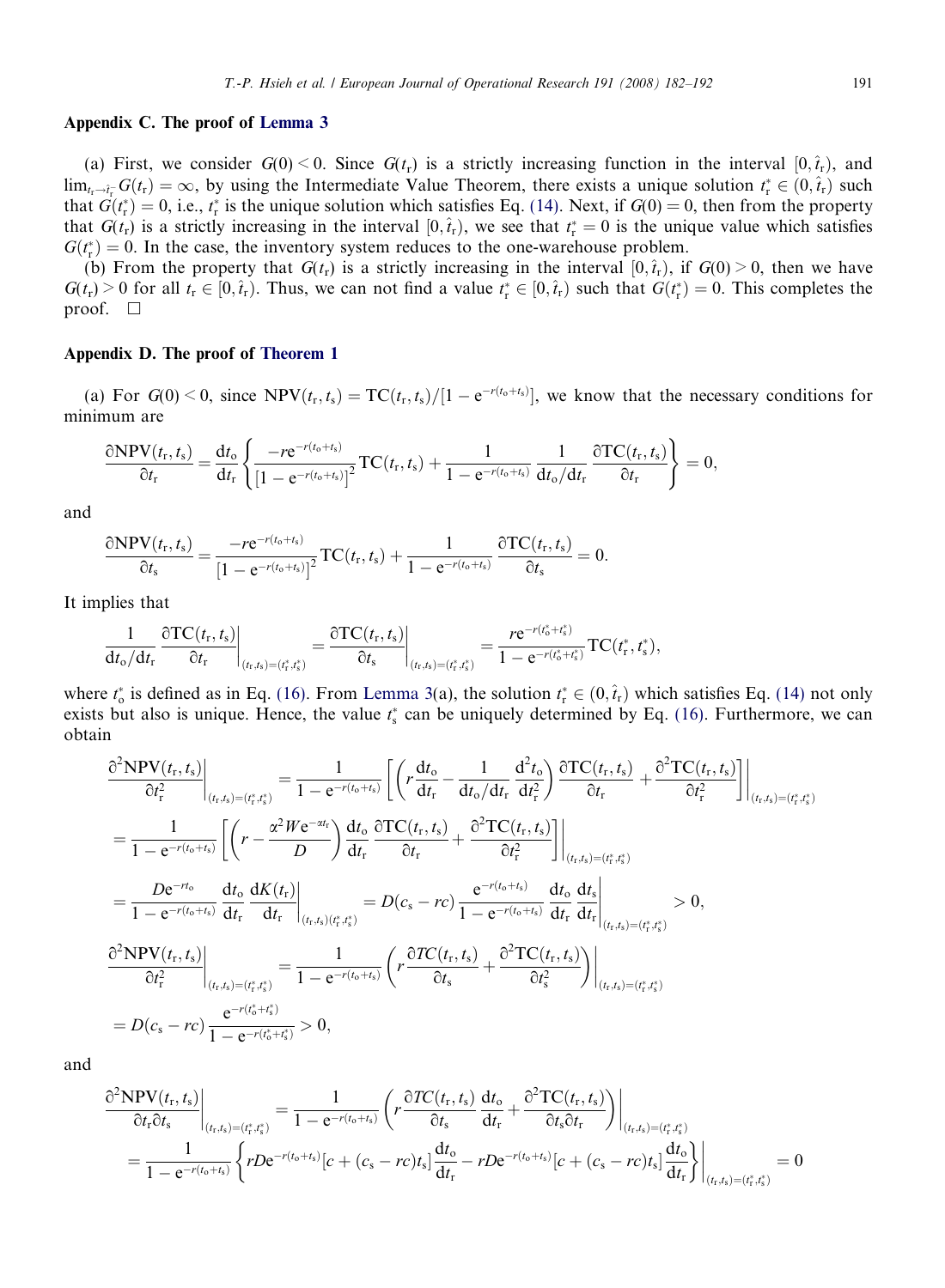## Appendix C. The proof of Lemma 3

(a) First, we consider $G(0) < 0$. Since $G(t_r)$ is a strictly increasing function in the interval $[0, \hat{t}_r)$, and $\lim_{t_r \to \hat{t}_r^-} G(t_r) = \infty$, by using the Intermediate Value Theorem, there exists a unique solution $t_r^* \in (0, \hat{t}_r)$ such that $G(t_r^*) = 0$, i.e., $t_r^*$ is the unique solution which satisfies Eq. (14). Next, if $G(0) = 0$, then from the property that $G(t_r)$ is a strictly increasing in the interval $[0, \hat{t}_r)$, we see that $t_r^* = 0$ is the unique value which satisfies $G(t_r^*) = 0$. In the case, the inventory system reduces to the one-warehouse problem.

(b) From the property that $G(t_r)$ is a strictly increasing in the interval $[0, \hat{t}_r)$, if $G(0) > 0$, then we have $G(t_r) > 0$ for all $t_r \in [0, \hat{t}_r)$. Thus, we can not find a value $t_r^* \in [0, \hat{t}_r)$ such that $G(t_r^*) = 0$. This completes the proof. $\square$

## Appendix D. The proof of Theorem 1

(a) For $G(0) < 0$, since $\text{NPV}(t_r, t_s) = \text{TC}(t_r, t_s)/[1 - e^{-r(t_o + t_s)}]$, we know that the necessary conditions for minimum are

$$\frac{\partial \text{NPV}(t_r, t_s)}{\partial t_r} = \frac{dt_o}{dt_r}\left\{\frac{-re^{-r(t_o+t_s)}}{[1 - e^{-r(t_o+t_s)}]^2}\text{TC}(t_r, t_s) + \frac{1}{1 - e^{-r(t_o+t_s)}}\frac{1}{dt_o/dt_r}\frac{\partial \text{TC}(t_r, t_s)}{\partial t_r}\right\} = 0,$$

and

$$\frac{\partial \text{NPV}(t_r, t_s)}{\partial t_s} = \frac{-re^{-r(t_o+t_s)}}{[1 - e^{-r(t_o+t_s)}]^2}\text{TC}(t_r, t_s) + \frac{1}{1 - e^{-r(t_o+t_s)}}\frac{\partial \text{TC}(t_r, t_s)}{\partial t_s} = 0.$$

It implies that

$$\frac{1}{dt_o/dt_r}\frac{\partial \text{TC}(t_r, t_s)}{\partial t_r}\bigg|_{(t_r,t_s)=(t_r^*,t_s^*)} = \frac{\partial \text{TC}(t_r, t_s)}{\partial t_s}\bigg|_{(t_r,t_s)=(t_r^*,t_s^*)} = \frac{re^{-r(t_o^*+t_s^*)}}{1 - e^{-r(t_o^*+t_s^*)}}\text{TC}(t_r^*, t_s^*),$$

where $t_o^*$ is defined as in Eq. (16). From Lemma 3(a), the solution $t_r^* \in (0, \hat{t}_r)$ which satisfies Eq. (14) not only exists but also is unique. Hence, the value $t_s^*$ can be uniquely determined by Eq. (16). Furthermore, we can obtain

$$\begin{aligned}
\frac{\partial^2 \text{NPV}(t_r, t_s)}{\partial t_r^2}\bigg|_{(t_r,t_s)=(t_r^*,t_s^*)} &= \frac{1}{1 - e^{-r(t_o+t_s)}}\left[\left(r\frac{dt_o}{dt_r} - \frac{1}{dt_o/dt_r}\frac{d^2 t_o}{dt_r^2}\right)\frac{\partial \text{TC}(t_r, t_s)}{\partial t_r} + \frac{\partial^2 \text{TC}(t_r, t_s)}{\partial t_r^2}\right]\bigg|_{(t_r,t_s)=(t_r^*,t_s^*)} \\
&= \frac{1}{1 - e^{-r(t_o+t_s)}}\left[\left(r - \frac{\alpha^2 W e^{-\alpha t_r}}{D}\right)\frac{dt_o}{dt_r}\frac{\partial \text{TC}(t_r, t_s)}{\partial t_r} + \frac{\partial^2 \text{TC}(t_r, t_s)}{\partial t_r^2}\right]\bigg|_{(t_r,t_s)=(t_r^*,t_s^*)} \\
&= \frac{De^{-rt_o}}{1 - e^{-r(t_o+t_s)}}\frac{dt_o}{dt_r}\frac{dK(t_r)}{dt_r}\bigg|_{(t_r,t_s)(t_r^*,t_s^*)} = D(c_s - rc)\frac{e^{-r(t_o+t_s)}}{1 - e^{-r(t_o+t_s)}}\frac{dt_o}{dt_r}\frac{dt_s}{dt_r}\bigg|_{(t_r,t_s)=(t_r^*,t_s^*)} > 0,
\end{aligned}$$

$$\begin{aligned}
\frac{\partial^2 \text{NPV}(t_r, t_s)}{\partial t_r^2}\bigg|_{(t_r,t_s)=(t_r^*,t_s^*)} &= \frac{1}{1 - e^{-r(t_o+t_s)}}\left(r\frac{\partial TC(t_r, t_s)}{\partial t_s} + \frac{\partial^2 \text{TC}(t_r, t_s)}{\partial t_s^2}\right)\bigg|_{(t_r,t_s)=(t_r^*,t_s^*)} \\
&= D(c_s - rc)\frac{e^{-r(t_o^*+t_s^*)}}{1 - e^{-r(t_o^*+t_s^*)}} > 0,
\end{aligned}$$

and

$$\begin{aligned}
\frac{\partial^2 \text{NPV}(t_r, t_s)}{\partial t_r \partial t_s}\bigg|_{(t_r,t_s)=(t_r^*,t_s^*)} &= \frac{1}{1 - e^{-r(t_o+t_s)}}\left(r\frac{\partial TC(t_r, t_s)}{\partial t_s}\frac{dt_o}{dt_r} + \frac{\partial^2 \text{TC}(t_r, t_s)}{\partial t_s \partial t_r}\right)\bigg|_{(t_r,t_s)=(t_r^*,t_s^*)} \\
&= \frac{1}{1 - e^{-r(t_o+t_s)}}\left\{rDe^{-r(t_o+t_s)}[c + (c_s - rc)t_s]\frac{dt_o}{dt_r} - rDe^{-r(t_o+t_s)}[c + (c_s - rc)t_s]\frac{dt_o}{dt_r}\right\}\bigg|_{(t_r,t_s)=(t_r^*,t_s^*)} = 0
\end{aligned}$$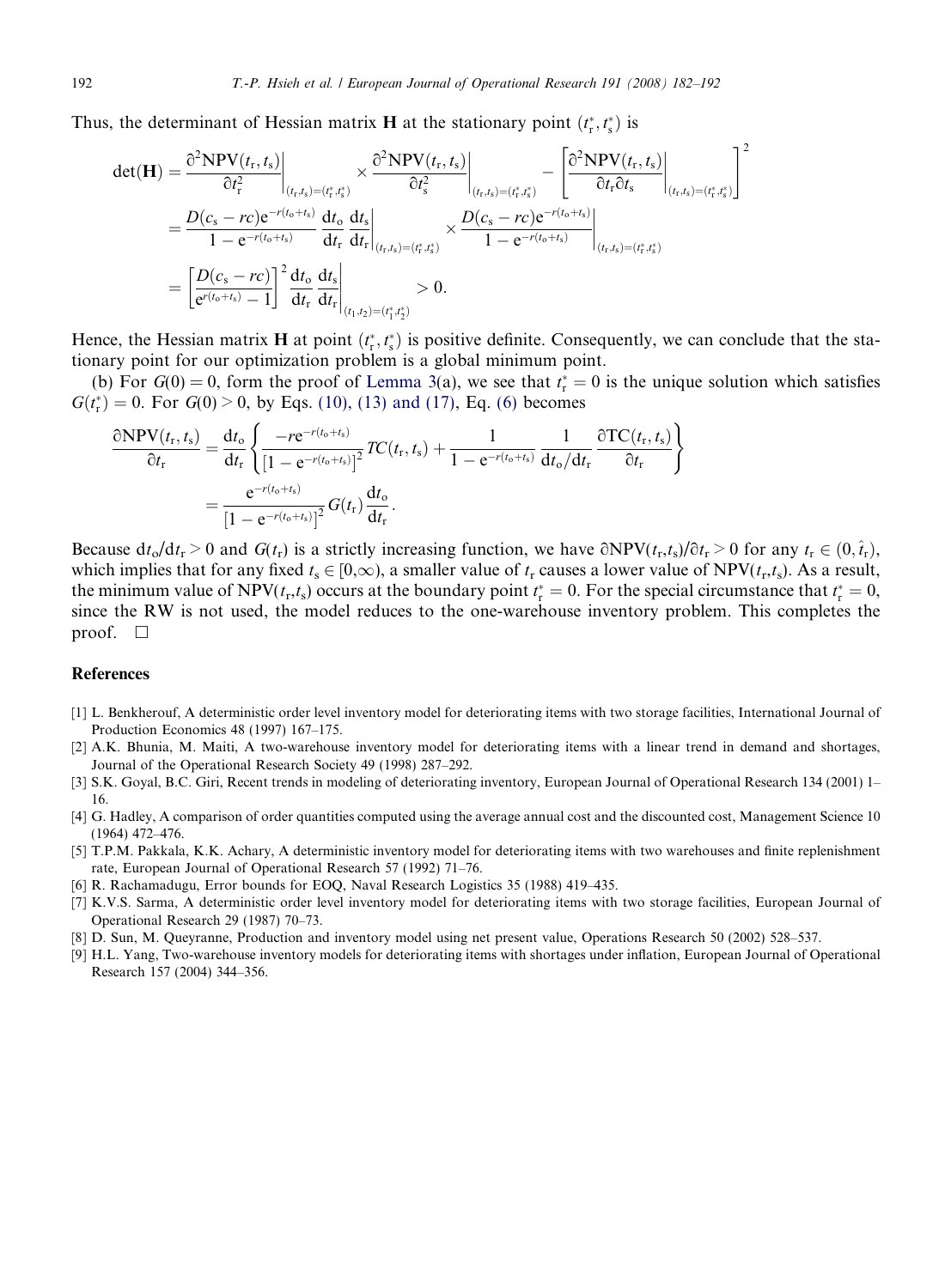Thus, the determinant of Hessian matrix $\mathbf{H}$ at the stationary point $(t_r^*, t_s^*)$ is

$$
\begin{aligned}
\det(\mathbf{H}) &= \left.\frac{\partial^2 \mathrm{NPV}(t_r, t_s)}{\partial t_r^2}\right|_{(t_r,t_s)=(t_r^*,t_s^*)} \times \left.\frac{\partial^2 \mathrm{NPV}(t_r, t_s)}{\partial t_s^2}\right|_{(t_r,t_s)=(t_r^*,t_s^*)} - \left[\left.\frac{\partial^2 \mathrm{NPV}(t_r, t_s)}{\partial t_r \partial t_s}\right|_{(t_r,t_s)=(t_r^*,t_s^*)}\right]^2 \\
&= \left.\frac{D(c_s - rc)\mathrm{e}^{-r(t_o+t_s)}}{1-\mathrm{e}^{-r(t_o+t_s)}} \frac{\mathrm{d}t_o}{\mathrm{d}t_r} \frac{\mathrm{d}t_s}{\mathrm{d}t_r}\right|_{(t_r,t_s)=(t_r^*,t_s^*)} \times \left.\frac{D(c_s - rc)\mathrm{e}^{-r(t_o+t_s)}}{1-\mathrm{e}^{-r(t_o+t_s)}}\right|_{(t_r,t_s)=(t_r^*,t_s^*)} \\
&= \left[\frac{D(c_s - rc)}{\mathrm{e}^{r(t_o+t_s)}-1}\right]^2 \left.\frac{\mathrm{d}t_o}{\mathrm{d}t_r} \frac{\mathrm{d}t_s}{\mathrm{d}t_r}\right|_{(t_1,t_2)=(t_1^*,t_2^*)} > 0.
\end{aligned}
$$

Hence, the Hessian matrix $\mathbf{H}$ at point $(t_r^*, t_s^*)$ is positive definite. Consequently, we can conclude that the stationary point for our optimization problem is a global minimum point.

(b) For $G(0) = 0$, form the proof of Lemma 3(a), we see that $t_r^* = 0$ is the unique solution which satisfies $G(t_r^*) = 0$. For $G(0) > 0$, by Eqs. (10), (13) and (17), Eq. (6) becomes

$$
\begin{aligned}
\frac{\partial \mathrm{NPV}(t_r, t_s)}{\partial t_r} &= \frac{\mathrm{d}t_o}{\mathrm{d}t_r}\left\{\frac{-r\mathrm{e}^{-r(t_o+t_s)}}{[1-\mathrm{e}^{-r(t_o+t_s)}]^2} TC(t_r, t_s) + \frac{1}{1-\mathrm{e}^{-r(t_o+t_s)}} \frac{1}{\mathrm{d}t_o/\mathrm{d}t_r} \frac{\partial \mathrm{TC}(t_r, t_s)}{\partial t_r}\right\} \\
&= \frac{\mathrm{e}^{-r(t_o+t_s)}}{[1-\mathrm{e}^{-r(t_o+t_s)}]^2} G(t_r) \frac{\mathrm{d}t_o}{\mathrm{d}t_r}.
\end{aligned}
$$

Because $\mathrm{d}t_o/\mathrm{d}t_r > 0$ and $G(t_r)$ is a strictly increasing function, we have $\partial \mathrm{NPV}(t_r,t_s)/\partial t_r > 0$ for any $t_r \in (0, \hat{t}_r)$, which implies that for any fixed $t_s \in [0,\infty)$, a smaller value of $t_r$ causes a lower value of $\mathrm{NPV}(t_r,t_s)$. As a result, the minimum value of $\mathrm{NPV}(t_r,t_s)$ occurs at the boundary point $t_r^* = 0$. For the special circumstance that $t_r^* = 0$, since the RW is not used, the model reduces to the one-warehouse inventory problem. This completes the proof. $\square$

## References

[1] L. Benkherouf, A deterministic order level inventory model for deteriorating items with two storage facilities, International Journal of Production Economics 48 (1997) 167–175.

[2] A.K. Bhunia, M. Maiti, A two-warehouse inventory model for deteriorating items with a linear trend in demand and shortages, Journal of the Operational Research Society 49 (1998) 287–292.

[3] S.K. Goyal, B.C. Giri, Recent trends in modeling of deteriorating inventory, European Journal of Operational Research 134 (2001) 1–16.

[4] G. Hadley, A comparison of order quantities computed using the average annual cost and the discounted cost, Management Science 10 (1964) 472–476.

[5] T.P.M. Pakkala, K.K. Achary, A deterministic inventory model for deteriorating items with two warehouses and finite replenishment rate, European Journal of Operational Research 57 (1992) 71–76.

[6] R. Rachamadugu, Error bounds for EOQ, Naval Research Logistics 35 (1988) 419–435.

[7] K.V.S. Sarma, A deterministic order level inventory model for deteriorating items with two storage facilities, European Journal of Operational Research 29 (1987) 70–73.

[8] D. Sun, M. Queyranne, Production and inventory model using net present value, Operations Research 50 (2002) 528–537.

[9] H.L. Yang, Two-warehouse inventory models for deteriorating items with shortages under inflation, European Journal of Operational Research 157 (2004) 344–356.